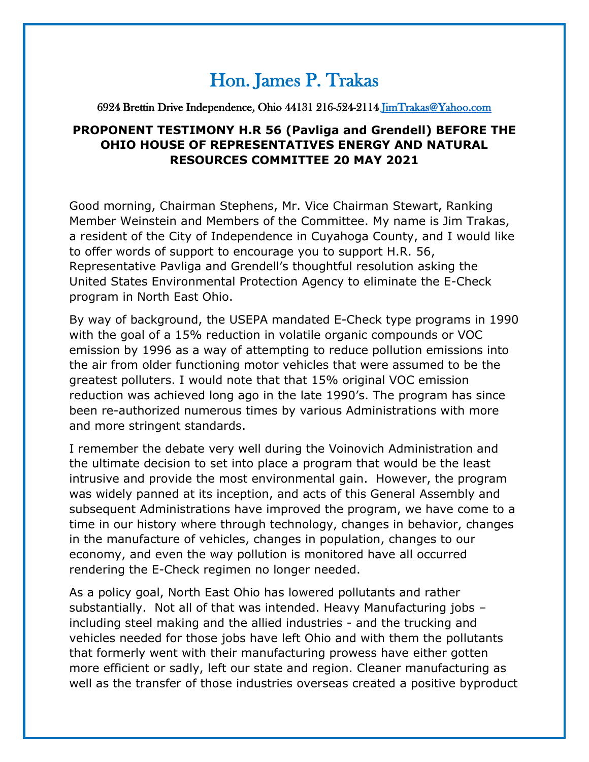# Hon. James P. Trakas

6924 Brettin Drive Independence, Ohio 44131 216-524-2114 JimTrakas@Yahoo.com

**PROPONENT TESTIMONY H.R 56 (Pavliga and Grendell) BEFORE THE OHIO HOUSE OF REPRESENTATIVES ENERGY AND NATURAL RESOURCES COMMITTEE 20 MAY 2021**

Good morning, Chairman Stephens, Mr. Vice Chairman Stewart, Ranking Member Weinstein and Members of the Committee. My name is Jim Trakas, a resident of the City of Independence in Cuyahoga County, and I would like to offer words of support to encourage you to support H.R. 56, Representative Pavliga and Grendell's thoughtful resolution asking the United States Environmental Protection Agency to eliminate the E-Check program in North East Ohio.

By way of background, the USEPA mandated E-Check type programs in 1990 with the goal of a 15% reduction in volatile organic compounds or VOC emission by 1996 as a way of attempting to reduce pollution emissions into the air from older functioning motor vehicles that were assumed to be the greatest polluters. I would note that that 15% original VOC emission reduction was achieved long ago in the late 1990's. The program has since been re-authorized numerous times by various Administrations with more and more stringent standards.

I remember the debate very well during the Voinovich Administration and the ultimate decision to set into place a program that would be the least intrusive and provide the most environmental gain. However, the program was widely panned at its inception, and acts of this General Assembly and subsequent Administrations have improved the program, we have come to a time in our history where through technology, changes in behavior, changes in the manufacture of vehicles, changes in population, changes to our economy, and even the way pollution is monitored have all occurred rendering the E-Check regimen no longer needed.

As a policy goal, North East Ohio has lowered pollutants and rather substantially. Not all of that was intended. Heavy Manufacturing jobs – including steel making and the allied industries - and the trucking and vehicles needed for those jobs have left Ohio and with them the pollutants that formerly went with their manufacturing prowess have either gotten more efficient or sadly, left our state and region. Cleaner manufacturing as well as the transfer of those industries overseas created a positive byproduct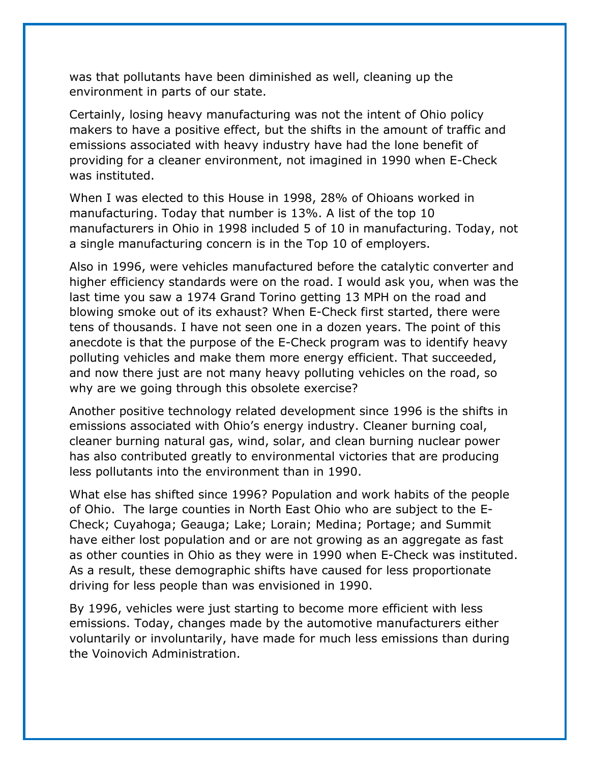was that pollutants have been diminished as well, cleaning up the environment in parts of our state.

Certainly, losing heavy manufacturing was not the intent of Ohio policy makers to have a positive effect, but the shifts in the amount of traffic and emissions associated with heavy industry have had the lone benefit of providing for a cleaner environment, not imagined in 1990 when E-Check was instituted.

When I was elected to this House in 1998, 28% of Ohioans worked in manufacturing. Today that number is 13%. A list of the top 10 manufacturers in Ohio in 1998 included 5 of 10 in manufacturing. Today, not a single manufacturing concern is in the Top 10 of employers.

Also in 1996, were vehicles manufactured before the catalytic converter and higher efficiency standards were on the road. I would ask you, when was the last time you saw a 1974 Grand Torino getting 13 MPH on the road and blowing smoke out of its exhaust? When E-Check first started, there were tens of thousands. I have not seen one in a dozen years. The point of this anecdote is that the purpose of the E-Check program was to identify heavy polluting vehicles and make them more energy efficient. That succeeded, and now there just are not many heavy polluting vehicles on the road, so why are we going through this obsolete exercise?

Another positive technology related development since 1996 is the shifts in emissions associated with Ohio's energy industry. Cleaner burning coal, cleaner burning natural gas, wind, solar, and clean burning nuclear power has also contributed greatly to environmental victories that are producing less pollutants into the environment than in 1990.

What else has shifted since 1996? Population and work habits of the people of Ohio. The large counties in North East Ohio who are subject to the E-Check; Cuyahoga; Geauga; Lake; Lorain; Medina; Portage; and Summit have either lost population and or are not growing as an aggregate as fast as other counties in Ohio as they were in 1990 when E-Check was instituted. As a result, these demographic shifts have caused for less proportionate driving for less people than was envisioned in 1990.

By 1996, vehicles were just starting to become more efficient with less emissions. Today, changes made by the automotive manufacturers either voluntarily or involuntarily, have made for much less emissions than during the Voinovich Administration.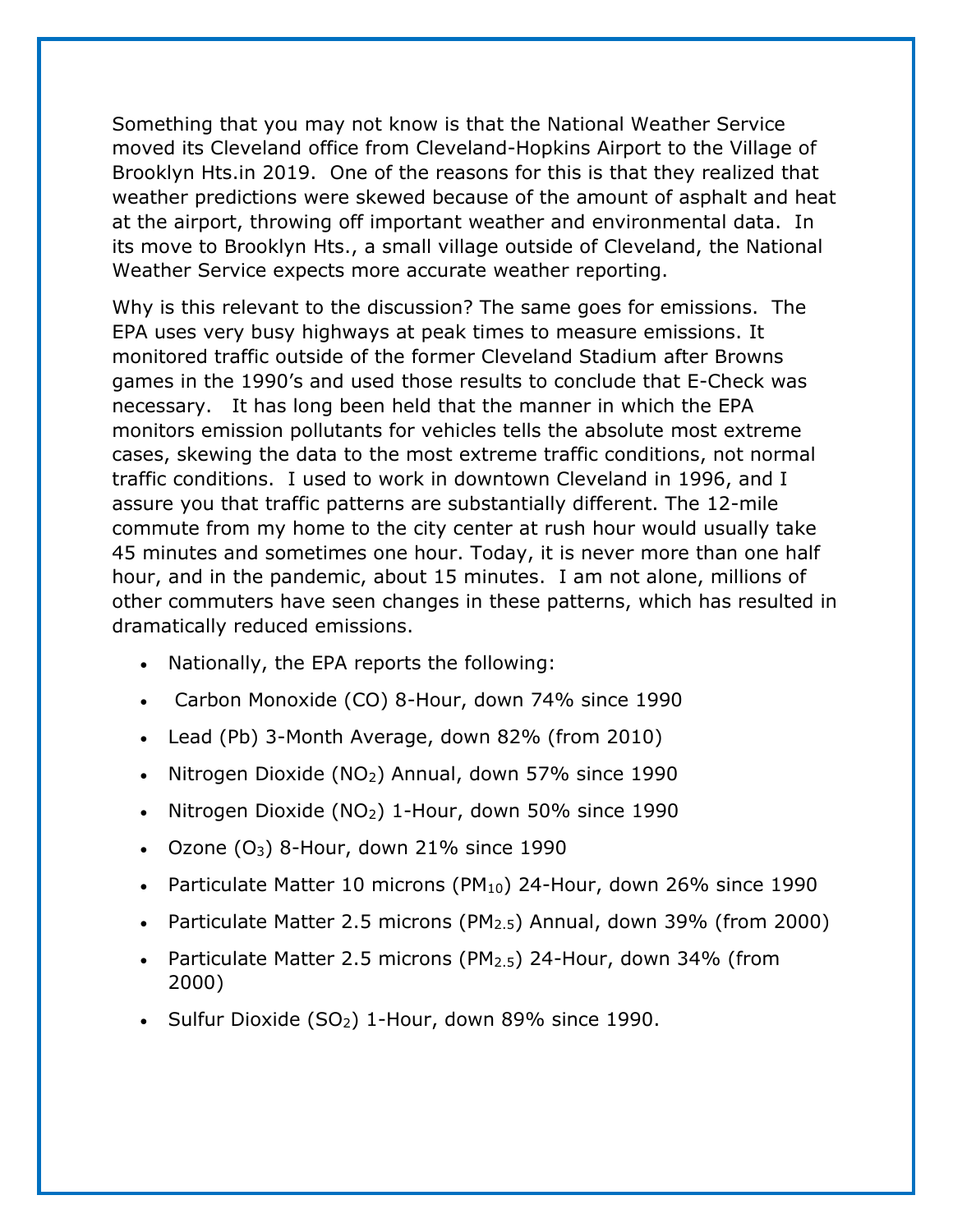Something that you may not know is that the National Weather Service moved its Cleveland office from Cleveland-Hopkins Airport to the Village of Brooklyn Hts.in 2019. One of the reasons for this is that they realized that weather predictions were skewed because of the amount of asphalt and heat at the airport, throwing off important weather and environmental data. In its move to Brooklyn Hts., a small village outside of Cleveland, the National Weather Service expects more accurate weather reporting.

Why is this relevant to the discussion? The same goes for emissions. The EPA uses very busy highways at peak times to measure emissions. It monitored traffic outside of the former Cleveland Stadium after Browns games in the 1990's and used those results to conclude that E-Check was necessary. It has long been held that the manner in which the EPA monitors emission pollutants for vehicles tells the absolute most extreme cases, skewing the data to the most extreme traffic conditions, not normal traffic conditions. I used to work in downtown Cleveland in 1996, and I assure you that traffic patterns are substantially different. The 12-mile commute from my home to the city center at rush hour would usually take 45 minutes and sometimes one hour. Today, it is never more than one half hour, and in the pandemic, about 15 minutes. I am not alone, millions of other commuters have seen changes in these patterns, which has resulted in dramatically reduced emissions.

- Nationally, the EPA reports the following:
- Carbon Monoxide (CO) 8-Hour, down 74% since 1990
- Lead (Pb) 3-Month Average, down 82% (from 2010)
- Nitrogen Dioxide ($NO_2$) Annual, down 57% since 1990
- Nitrogen Dioxide ($NO_2$) 1-Hour, down 50% since 1990
- Ozone ($O_3$) 8-Hour, down 21% since 1990
- Particulate Matter 10 microns ($PM_{10}$) 24-Hour, down 26% since 1990
- Particulate Matter 2.5 microns ($PM_{2.5}$) Annual, down 39% (from 2000)
- Particulate Matter 2.5 microns ($PM_{2.5}$) 24-Hour, down 34% (from 2000)
- Sulfur Dioxide ($SO_2$) 1-Hour, down 89% since 1990.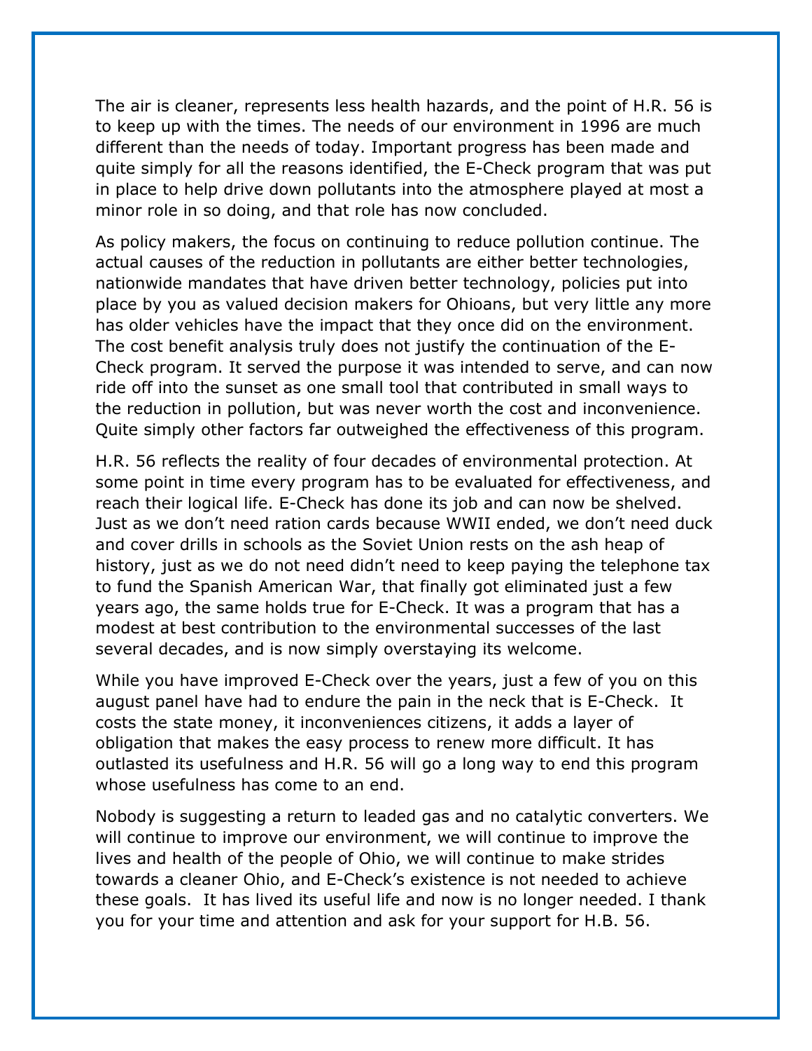The air is cleaner, represents less health hazards, and the point of H.R. 56 is to keep up with the times. The needs of our environment in 1996 are much different than the needs of today. Important progress has been made and quite simply for all the reasons identified, the E-Check program that was put in place to help drive down pollutants into the atmosphere played at most a minor role in so doing, and that role has now concluded.

As policy makers, the focus on continuing to reduce pollution continue. The actual causes of the reduction in pollutants are either better technologies, nationwide mandates that have driven better technology, policies put into place by you as valued decision makers for Ohioans, but very little any more has older vehicles have the impact that they once did on the environment. The cost benefit analysis truly does not justify the continuation of the E-Check program. It served the purpose it was intended to serve, and can now ride off into the sunset as one small tool that contributed in small ways to the reduction in pollution, but was never worth the cost and inconvenience. Quite simply other factors far outweighed the effectiveness of this program.

H.R. 56 reflects the reality of four decades of environmental protection. At some point in time every program has to be evaluated for effectiveness, and reach their logical life. E-Check has done its job and can now be shelved. Just as we don't need ration cards because WWII ended, we don't need duck and cover drills in schools as the Soviet Union rests on the ash heap of history, just as we do not need didn't need to keep paying the telephone tax to fund the Spanish American War, that finally got eliminated just a few years ago, the same holds true for E-Check. It was a program that has a modest at best contribution to the environmental successes of the last several decades, and is now simply overstaying its welcome.

While you have improved E-Check over the years, just a few of you on this august panel have had to endure the pain in the neck that is E-Check. It costs the state money, it inconveniences citizens, it adds a layer of obligation that makes the easy process to renew more difficult. It has outlasted its usefulness and H.R. 56 will go a long way to end this program whose usefulness has come to an end.

Nobody is suggesting a return to leaded gas and no catalytic converters. We will continue to improve our environment, we will continue to improve the lives and health of the people of Ohio, we will continue to make strides towards a cleaner Ohio, and E-Check's existence is not needed to achieve these goals. It has lived its useful life and now is no longer needed. I thank you for your time and attention and ask for your support for H.B. 56.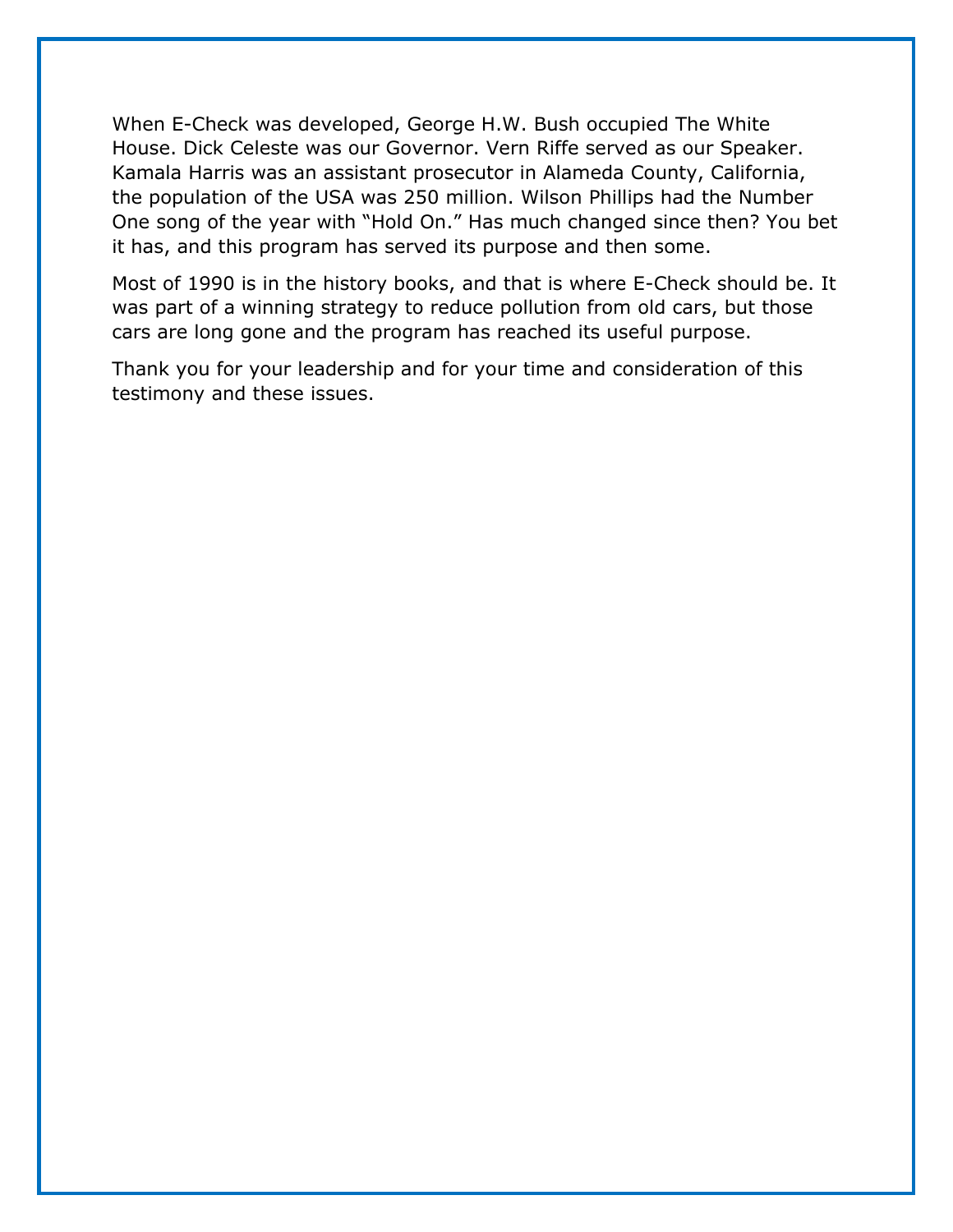When E-Check was developed, George H.W. Bush occupied The White House. Dick Celeste was our Governor. Vern Riffe served as our Speaker. Kamala Harris was an assistant prosecutor in Alameda County, California, the population of the USA was 250 million. Wilson Phillips had the Number One song of the year with "Hold On." Has much changed since then? You bet it has, and this program has served its purpose and then some.

Most of 1990 is in the history books, and that is where E-Check should be. It was part of a winning strategy to reduce pollution from old cars, but those cars are long gone and the program has reached its useful purpose.

Thank you for your leadership and for your time and consideration of this testimony and these issues.